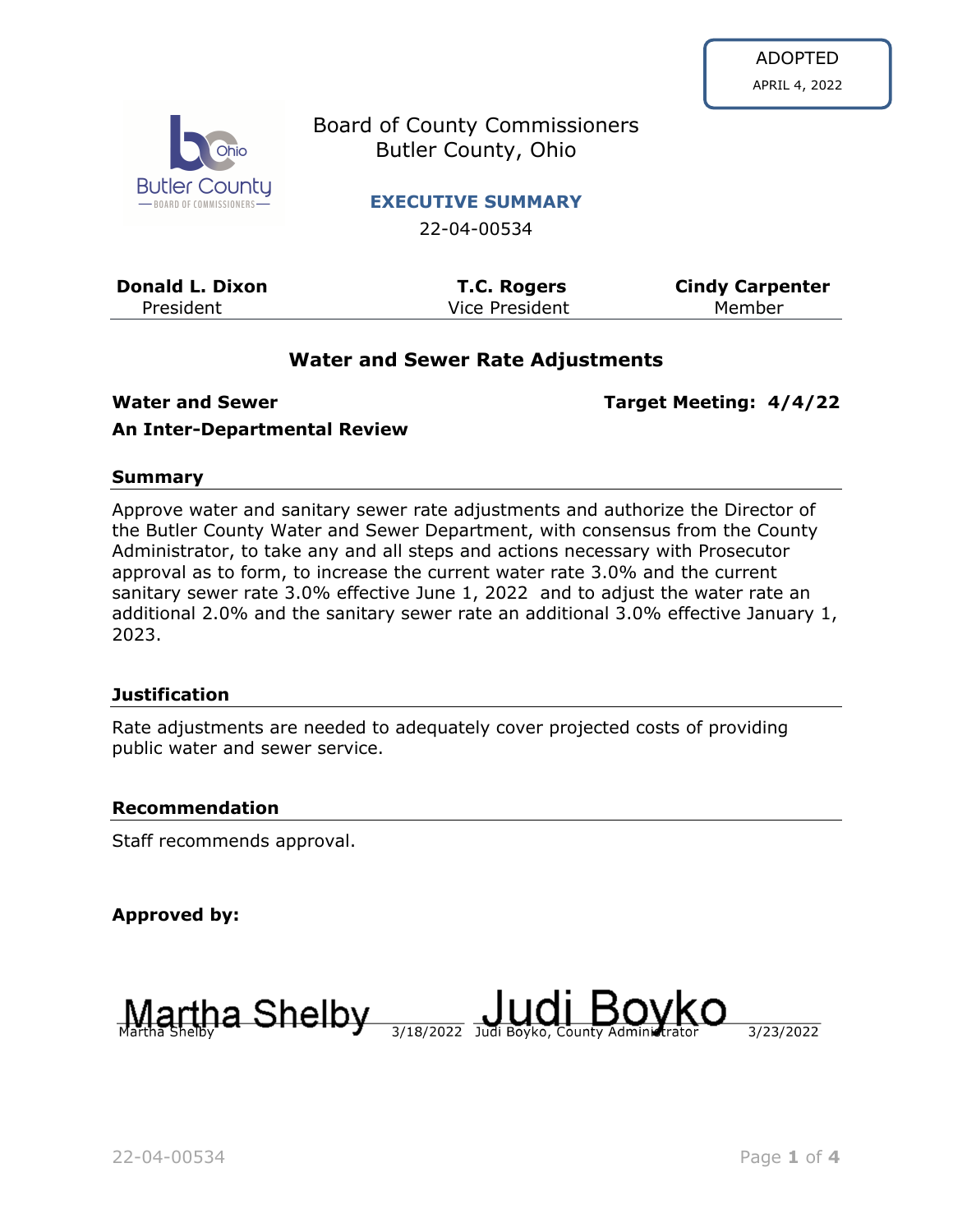ADOPTED
APRIL 4, 2022

Board of County Commissioners
Butler County, Ohio

## EXECUTIVE SUMMARY

22-04-00534

| **Donald L. Dixon** | **T.C. Rogers** | **Cindy Carpenter** |
|---|---|---|
| President | Vice President | Member |

# Water and Sewer Rate Adjustments

**Water and Sewer** **Target Meeting: 4/4/22**

**An Inter-Departmental Review**

### Summary

Approve water and sanitary sewer rate adjustments and authorize the Director of the Butler County Water and Sewer Department, with consensus from the County Administrator, to take any and all steps and actions necessary with Prosecutor approval as to form, to increase the current water rate 3.0% and the current sanitary sewer rate 3.0% effective June 1, 2022 and to adjust the water rate an additional 2.0% and the sanitary sewer rate an additional 3.0% effective January 1, 2023.

### Justification

Rate adjustments are needed to adequately cover projected costs of providing public water and sewer service.

### Recommendation

Staff recommends approval.

**Approved by:**

Martha Shelby
Martha Shelby 3/18/2022

Judi Boyko
Judi Boyko, County Administrator 3/23/2022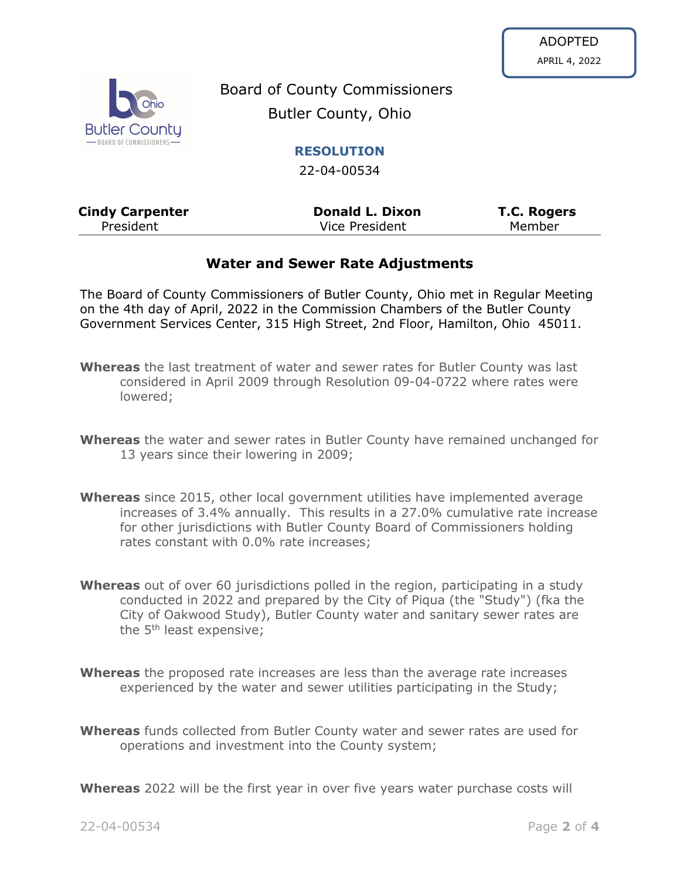ADOPTED
APRIL 4, 2022

Board of County Commissioners
Butler County, Ohio

**RESOLUTION**

22-04-00534

| **Cindy Carpenter** | **Donald L. Dixon** | **T.C. Rogers** |
|---|---|---|
| President | Vice President | Member |

## Water and Sewer Rate Adjustments

The Board of County Commissioners of Butler County, Ohio met in Regular Meeting on the 4th day of April, 2022 in the Commission Chambers of the Butler County Government Services Center, 315 High Street, 2nd Floor, Hamilton, Ohio 45011.

**Whereas** the last treatment of water and sewer rates for Butler County was last considered in April 2009 through Resolution 09-04-0722 where rates were lowered;

**Whereas** the water and sewer rates in Butler County have remained unchanged for 13 years since their lowering in 2009;

**Whereas** since 2015, other local government utilities have implemented average increases of 3.4% annually. This results in a 27.0% cumulative rate increase for other jurisdictions with Butler County Board of Commissioners holding rates constant with 0.0% rate increases;

**Whereas** out of over 60 jurisdictions polled in the region, participating in a study conducted in 2022 and prepared by the City of Piqua (the "Study") (fka the City of Oakwood Study), Butler County water and sanitary sewer rates are the 5th least expensive;

**Whereas** the proposed rate increases are less than the average rate increases experienced by the water and sewer utilities participating in the Study;

**Whereas** funds collected from Butler County water and sewer rates are used for operations and investment into the County system;

**Whereas** 2022 will be the first year in over five years water purchase costs will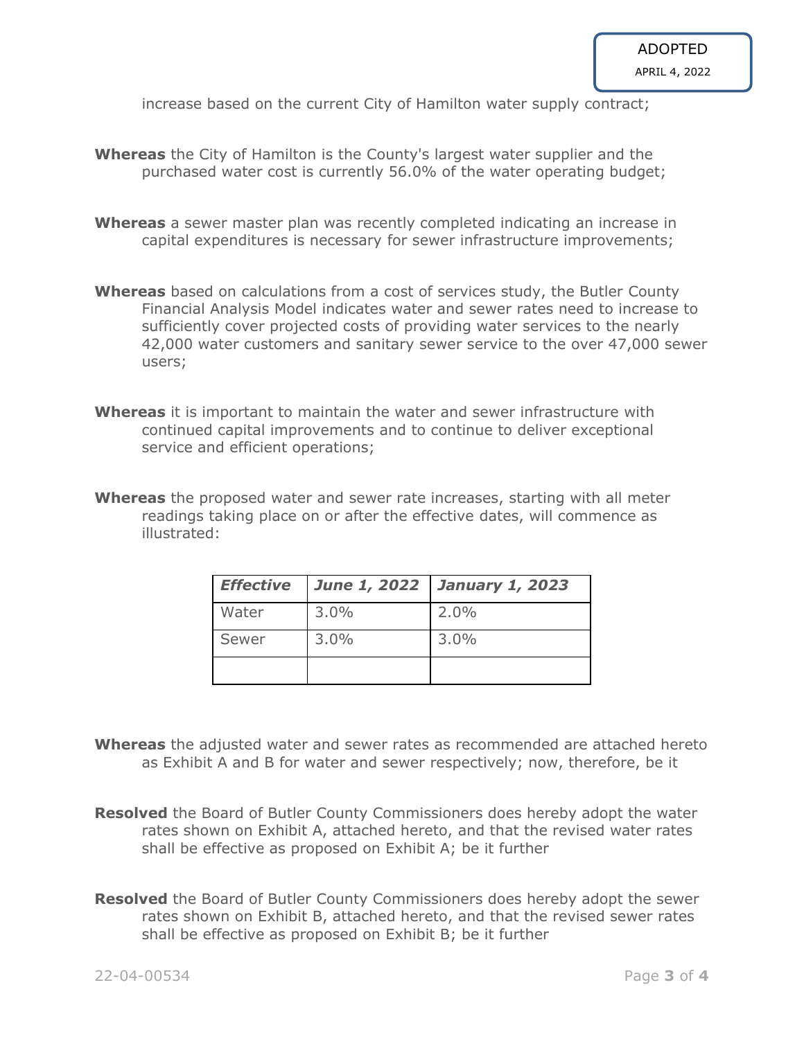increase based on the current City of Hamilton water supply contract;

**Whereas** the City of Hamilton is the County's largest water supplier and the purchased water cost is currently 56.0% of the water operating budget;

**Whereas** a sewer master plan was recently completed indicating an increase in capital expenditures is necessary for sewer infrastructure improvements;

**Whereas** based on calculations from a cost of services study, the Butler County Financial Analysis Model indicates water and sewer rates need to increase to sufficiently cover projected costs of providing water services to the nearly 42,000 water customers and sanitary sewer service to the over 47,000 sewer users;

**Whereas** it is important to maintain the water and sewer infrastructure with continued capital improvements and to continue to deliver exceptional service and efficient operations;

**Whereas** the proposed water and sewer rate increases, starting with all meter readings taking place on or after the effective dates, will commence as illustrated:

| ***Effective*** | ***June 1, 2022*** | ***January 1, 2023*** |
|---|---|---|
| Water | 3.0% | 2.0% |
| Sewer | 3.0% | 3.0% |
| | | |

**Whereas** the adjusted water and sewer rates as recommended are attached hereto as Exhibit A and B for water and sewer respectively; now, therefore, be it

**Resolved** the Board of Butler County Commissioners does hereby adopt the water rates shown on Exhibit A, attached hereto, and that the revised water rates shall be effective as proposed on Exhibit A; be it further

**Resolved** the Board of Butler County Commissioners does hereby adopt the sewer rates shown on Exhibit B, attached hereto, and that the revised sewer rates shall be effective as proposed on Exhibit B; be it further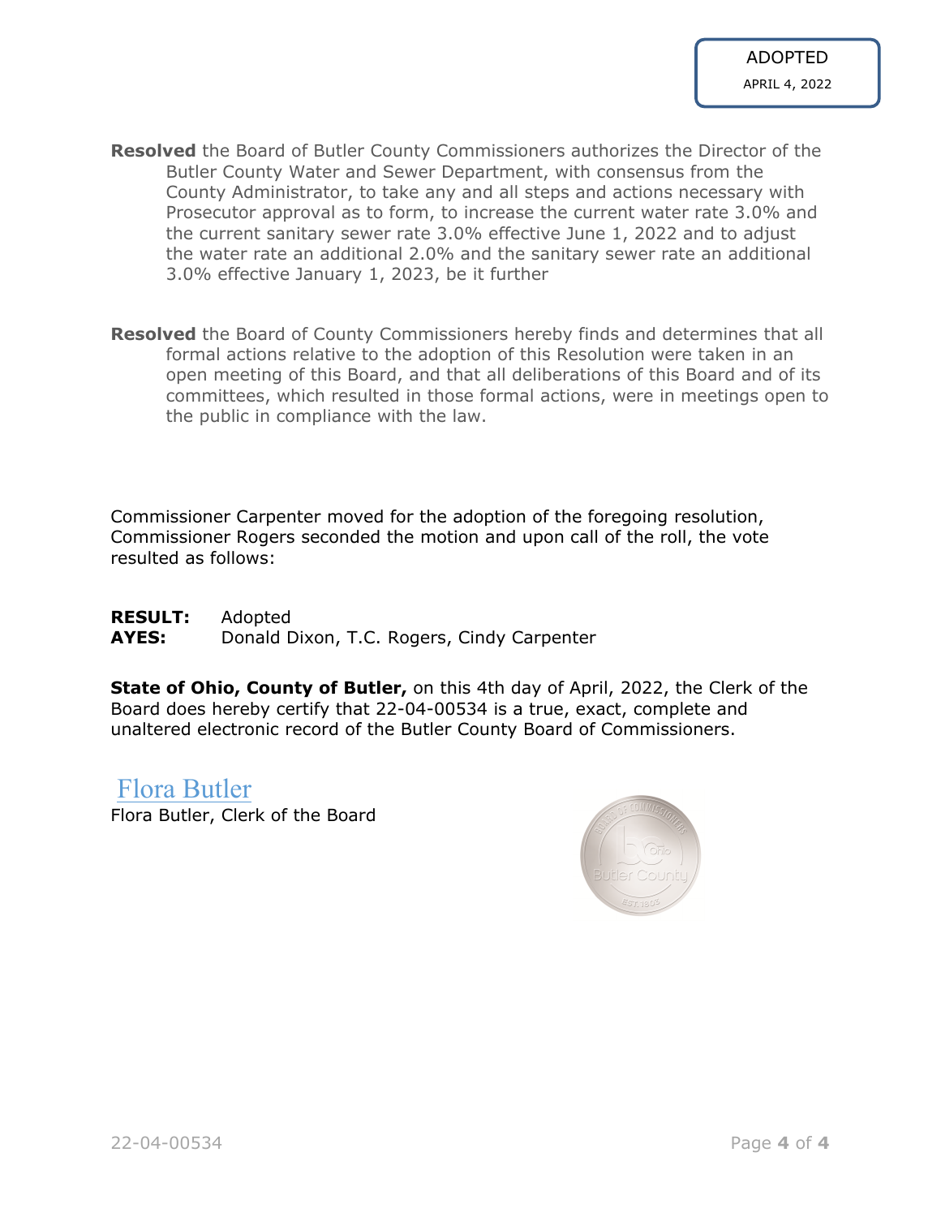ADOPTED
APRIL 4, 2022

**Resolved** the Board of Butler County Commissioners authorizes the Director of the Butler County Water and Sewer Department, with consensus from the County Administrator, to take any and all steps and actions necessary with Prosecutor approval as to form, to increase the current water rate 3.0% and the current sanitary sewer rate 3.0% effective June 1, 2022 and to adjust the water rate an additional 2.0% and the sanitary sewer rate an additional 3.0% effective January 1, 2023, be it further

**Resolved** the Board of County Commissioners hereby finds and determines that all formal actions relative to the adoption of this Resolution were taken in an open meeting of this Board, and that all deliberations of this Board and of its committees, which resulted in those formal actions, were in meetings open to the public in compliance with the law.

Commissioner Carpenter moved for the adoption of the foregoing resolution, Commissioner Rogers seconded the motion and upon call of the roll, the vote resulted as follows:

**RESULT:** Adopted
**AYES:** Donald Dixon, T.C. Rogers, Cindy Carpenter

**State of Ohio, County of Butler,** on this 4th day of April, 2022, the Clerk of the Board does hereby certify that 22-04-00534 is a true, exact, complete and unaltered electronic record of the Butler County Board of Commissioners.

Flora Butler
Flora Butler, Clerk of the Board